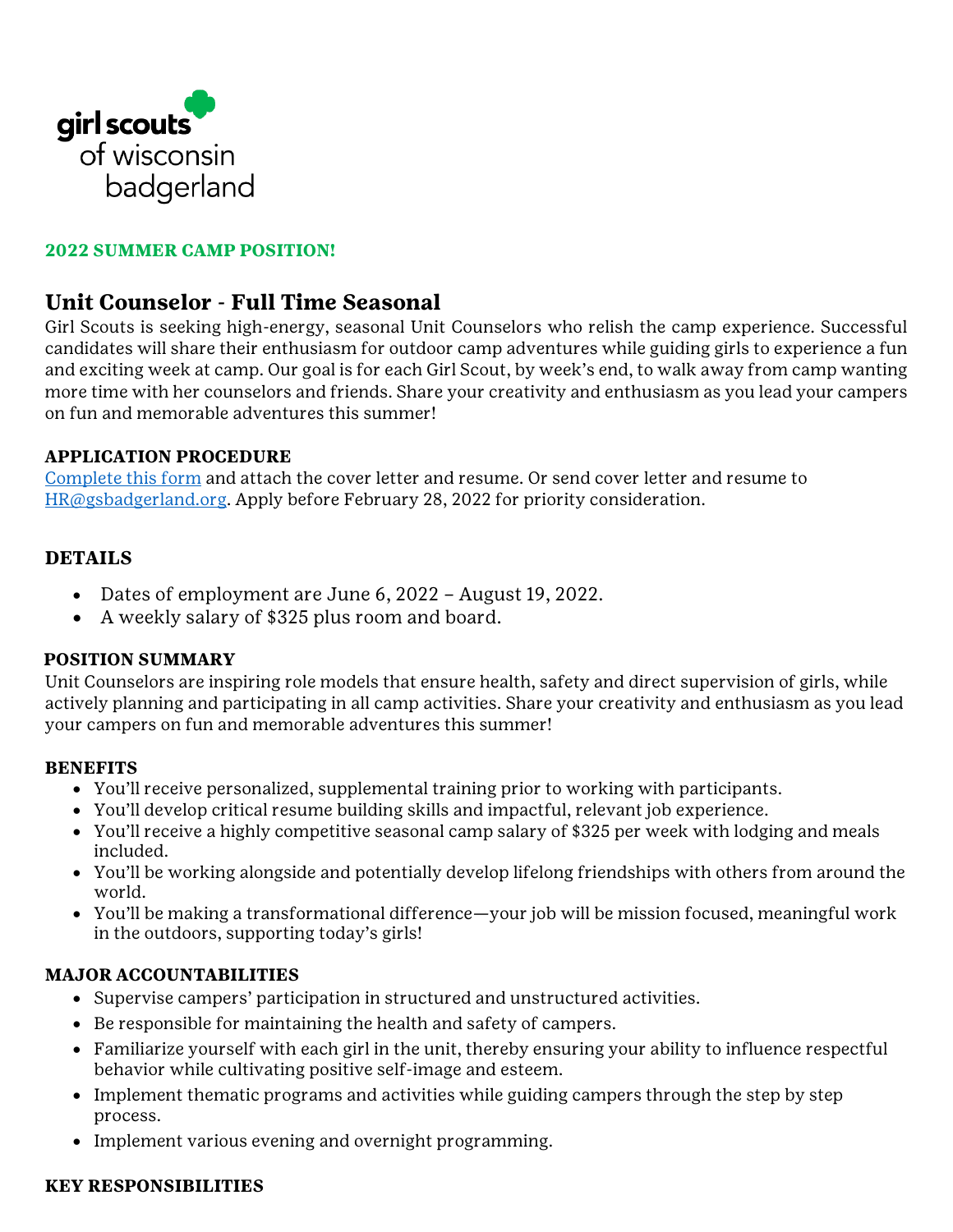girl scouts of wisconsin badgerland

**2022 SUMMER CAMP POSITION!**

## Unit Counselor - Full Time Seasonal

Girl Scouts is seeking high-energy, seasonal Unit Counselors who relish the camp experience. Successful candidates will share their enthusiasm for outdoor camp adventures while guiding girls to experience a fun and exciting week at camp. Our goal is for each Girl Scout, by week's end, to walk away from camp wanting more time with her counselors and friends. Share your creativity and enthusiasm as you lead your campers on fun and memorable adventures this summer!

**APPLICATION PROCEDURE**

Complete this form and attach the cover letter and resume. Or send cover letter and resume to HR@gsbadgerland.org. Apply before February 28, 2022 for priority consideration.

**DETAILS**

- Dates of employment are June 6, 2022 – August 19, 2022.
- A weekly salary of $325 plus room and board.

**POSITION SUMMARY**

Unit Counselors are inspiring role models that ensure health, safety and direct supervision of girls, while actively planning and participating in all camp activities. Share your creativity and enthusiasm as you lead your campers on fun and memorable adventures this summer!

**BENEFITS**

- You'll receive personalized, supplemental training prior to working with participants.
- You'll develop critical resume building skills and impactful, relevant job experience.
- You'll receive a highly competitive seasonal camp salary of $325 per week with lodging and meals included.
- You'll be working alongside and potentially develop lifelong friendships with others from around the world.
- You'll be making a transformational difference—your job will be mission focused, meaningful work in the outdoors, supporting today's girls!

**MAJOR ACCOUNTABILITIES**

- Supervise campers' participation in structured and unstructured activities.
- Be responsible for maintaining the health and safety of campers.
- Familiarize yourself with each girl in the unit, thereby ensuring your ability to influence respectful behavior while cultivating positive self-image and esteem.
- Implement thematic programs and activities while guiding campers through the step by step process.
- Implement various evening and overnight programming.

**KEY RESPONSIBILITIES**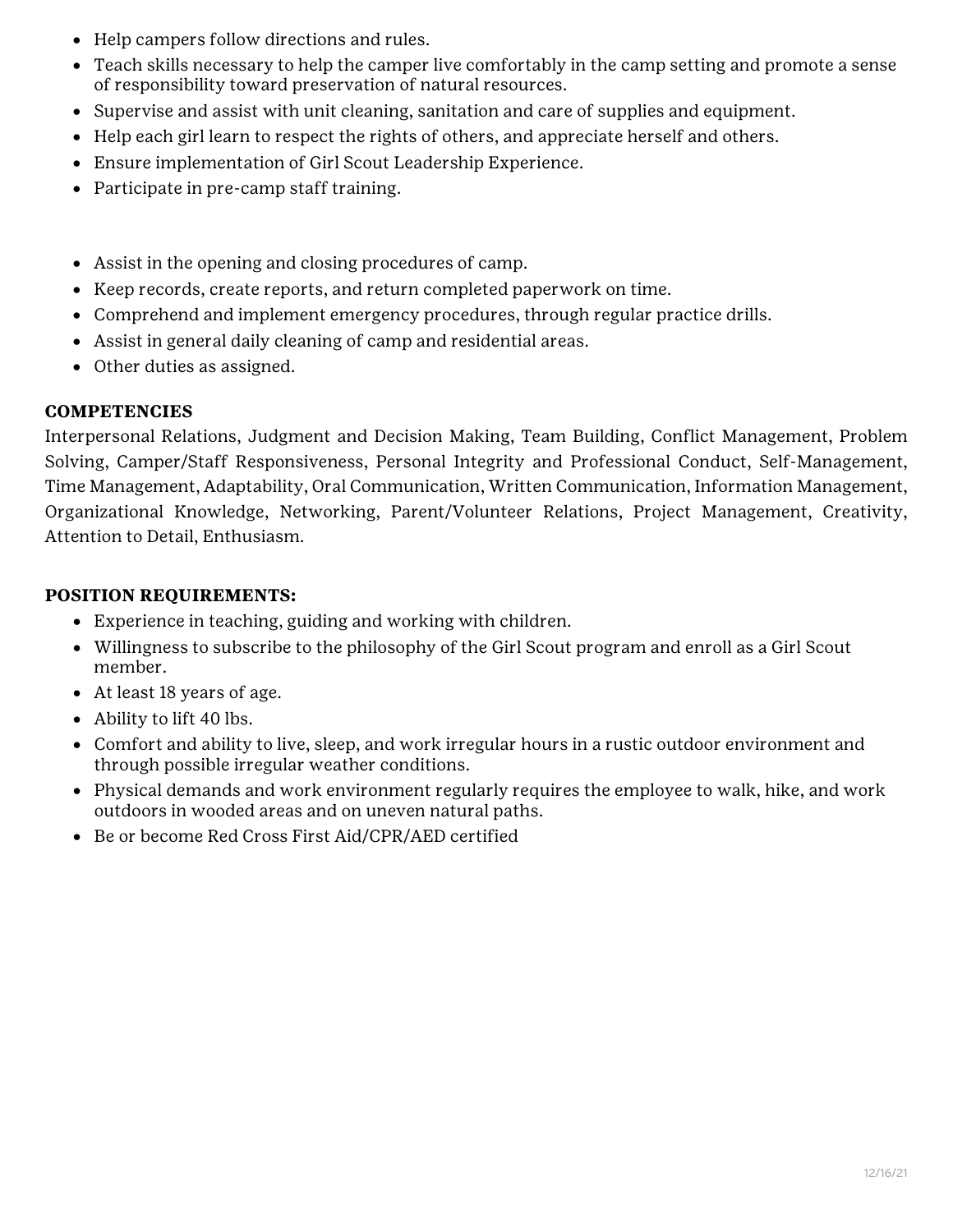- Help campers follow directions and rules.
- Teach skills necessary to help the camper live comfortably in the camp setting and promote a sense of responsibility toward preservation of natural resources.
- Supervise and assist with unit cleaning, sanitation and care of supplies and equipment.
- Help each girl learn to respect the rights of others, and appreciate herself and others.
- Ensure implementation of Girl Scout Leadership Experience.
- Participate in pre-camp staff training.

- Assist in the opening and closing procedures of camp.
- Keep records, create reports, and return completed paperwork on time.
- Comprehend and implement emergency procedures, through regular practice drills.
- Assist in general daily cleaning of camp and residential areas.
- Other duties as assigned.

**COMPETENCIES**

Interpersonal Relations, Judgment and Decision Making, Team Building, Conflict Management, Problem Solving, Camper/Staff Responsiveness, Personal Integrity and Professional Conduct, Self-Management, Time Management, Adaptability, Oral Communication, Written Communication, Information Management, Organizational Knowledge, Networking, Parent/Volunteer Relations, Project Management, Creativity, Attention to Detail, Enthusiasm.

**POSITION REQUIREMENTS:**

- Experience in teaching, guiding and working with children.
- Willingness to subscribe to the philosophy of the Girl Scout program and enroll as a Girl Scout member.
- At least 18 years of age.
- Ability to lift 40 lbs.
- Comfort and ability to live, sleep, and work irregular hours in a rustic outdoor environment and through possible irregular weather conditions.
- Physical demands and work environment regularly requires the employee to walk, hike, and work outdoors in wooded areas and on uneven natural paths.
- Be or become Red Cross First Aid/CPR/AED certified

12/16/21